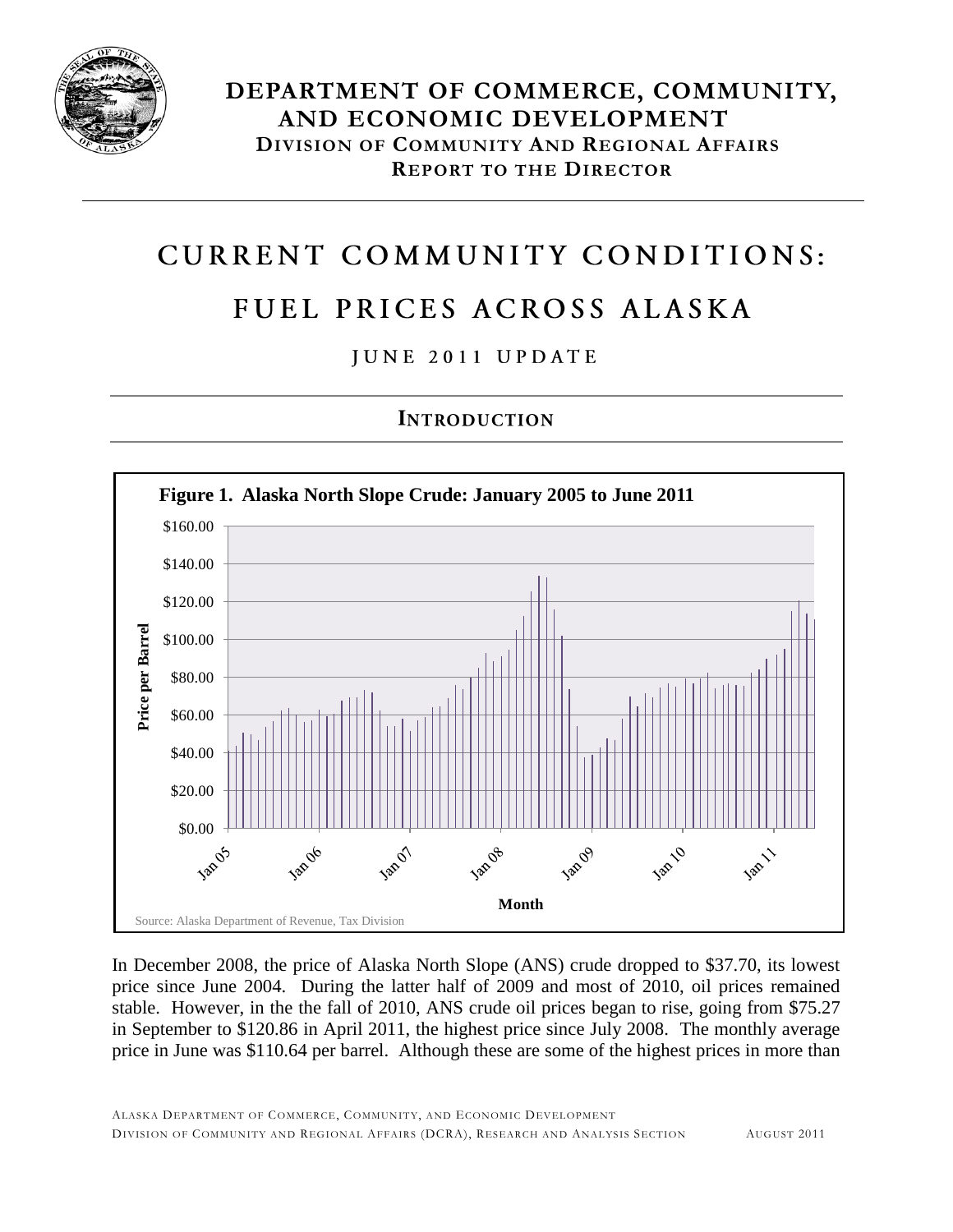# DEPARTMENT OF COMMERCE, COMMUNITY, AND ECONOMIC DEVELOPMENT

## DIVISION OF COMMUNITY AND REGIONAL AFFAIRS

## REPORT TO THE DIRECTOR

# CURRENT COMMUNITY CONDITIONS: FUEL PRICES ACROSS ALASKA

## JUNE 2011 UPDATE

## INTRODUCTION

**Figure 1. Alaska North Slope Crude: January 2005 to June 2011**

Source: Alaska Department of Revenue, Tax Division

In December 2008, the price of Alaska North Slope (ANS) crude dropped to $37.70, its lowest price since June 2004. During the latter half of 2009 and most of 2010, oil prices remained stable. However, in the the fall of 2010, ANS crude oil prices began to rise, going from $75.27 in September to $120.86 in April 2011, the highest price since July 2008. The monthly average price in June was $110.64 per barrel. Although these are some of the highest prices in more than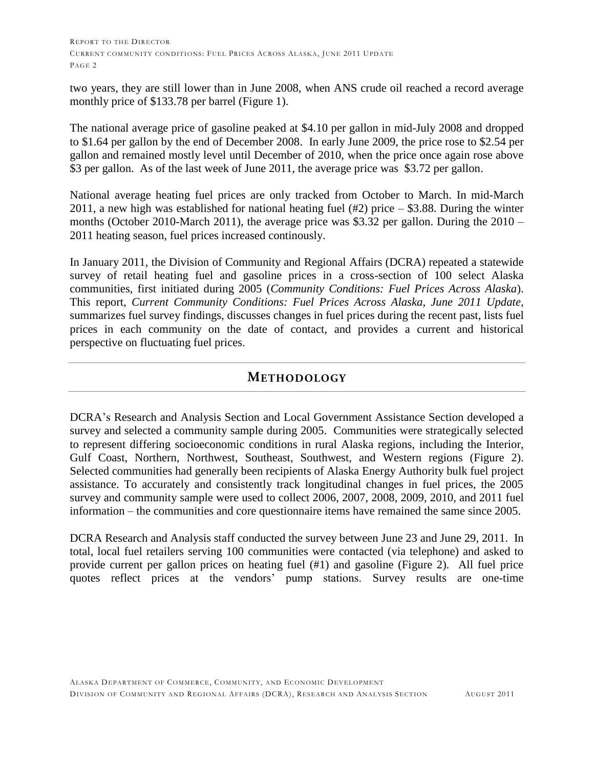two years, they are still lower than in June 2008, when ANS crude oil reached a record average monthly price of $133.78 per barrel (Figure 1).

The national average price of gasoline peaked at $4.10 per gallon in mid-July 2008 and dropped to $1.64 per gallon by the end of December 2008. In early June 2009, the price rose to $2.54 per gallon and remained mostly level until December of 2010, when the price once again rose above $3 per gallon. As of the last week of June 2011, the average price was $3.72 per gallon.

National average heating fuel prices are only tracked from October to March. In mid-March 2011, a new high was established for national heating fuel (#2) price – $3.88. During the winter months (October 2010-March 2011), the average price was $3.32 per gallon. During the 2010 – 2011 heating season, fuel prices increased continously.

In January 2011, the Division of Community and Regional Affairs (DCRA) repeated a statewide survey of retail heating fuel and gasoline prices in a cross-section of 100 select Alaska communities, first initiated during 2005 (*Community Conditions: Fuel Prices Across Alaska*). This report, *Current Community Conditions: Fuel Prices Across Alaska, June 2011 Update*, summarizes fuel survey findings, discusses changes in fuel prices during the recent past, lists fuel prices in each community on the date of contact, and provides a current and historical perspective on fluctuating fuel prices.

## METHODOLOGY

DCRA's Research and Analysis Section and Local Government Assistance Section developed a survey and selected a community sample during 2005. Communities were strategically selected to represent differing socioeconomic conditions in rural Alaska regions, including the Interior, Gulf Coast, Northern, Northwest, Southeast, Southwest, and Western regions (Figure 2). Selected communities had generally been recipients of Alaska Energy Authority bulk fuel project assistance. To accurately and consistently track longitudinal changes in fuel prices, the 2005 survey and community sample were used to collect 2006, 2007, 2008, 2009, 2010, and 2011 fuel information – the communities and core questionnaire items have remained the same since 2005.

DCRA Research and Analysis staff conducted the survey between June 23 and June 29, 2011. In total, local fuel retailers serving 100 communities were contacted (via telephone) and asked to provide current per gallon prices on heating fuel (#1) and gasoline (Figure 2). All fuel price quotes reflect prices at the vendors' pump stations. Survey results are one-time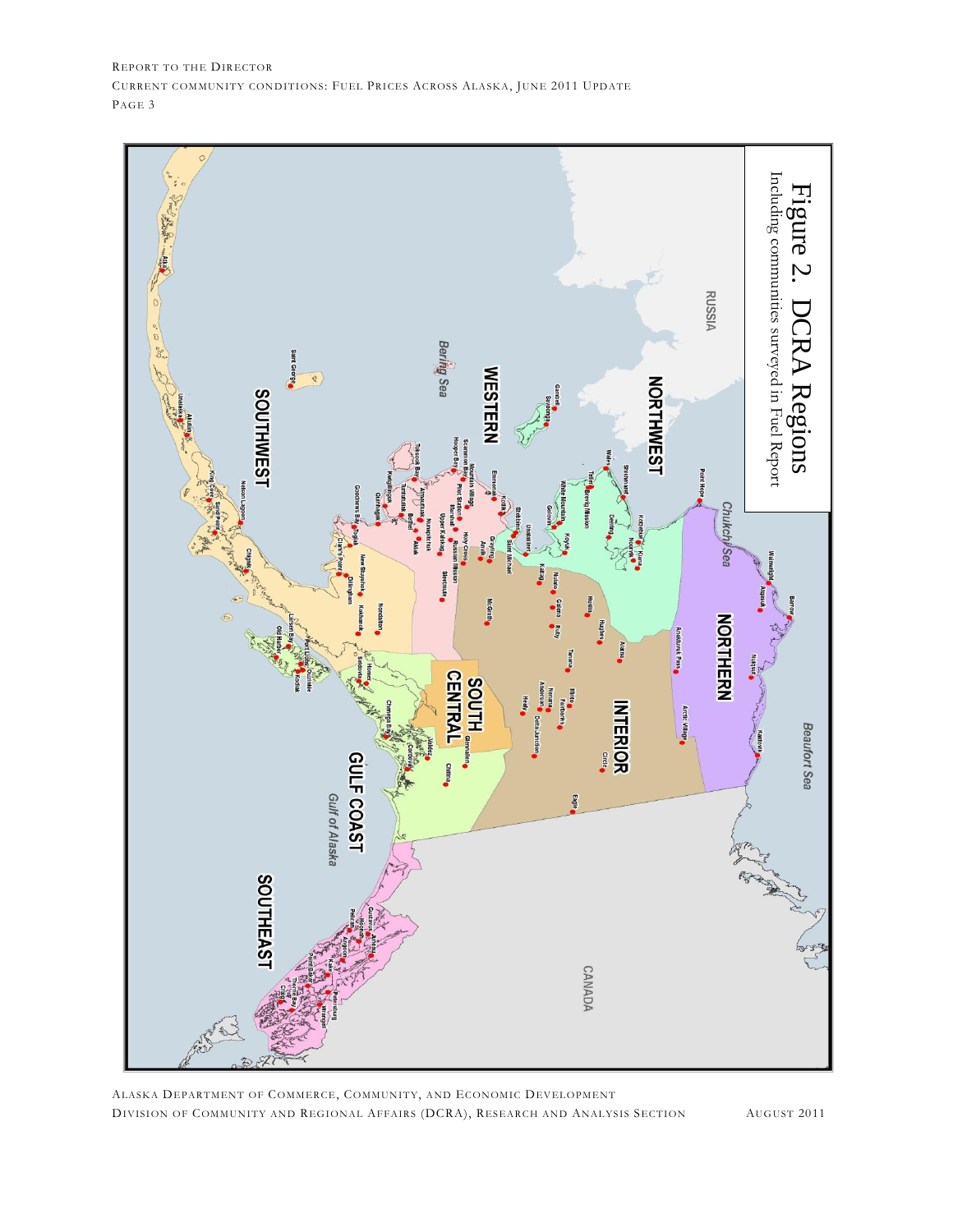Figure 2. DCRA Regions
Including communities surveyed in Fuel Report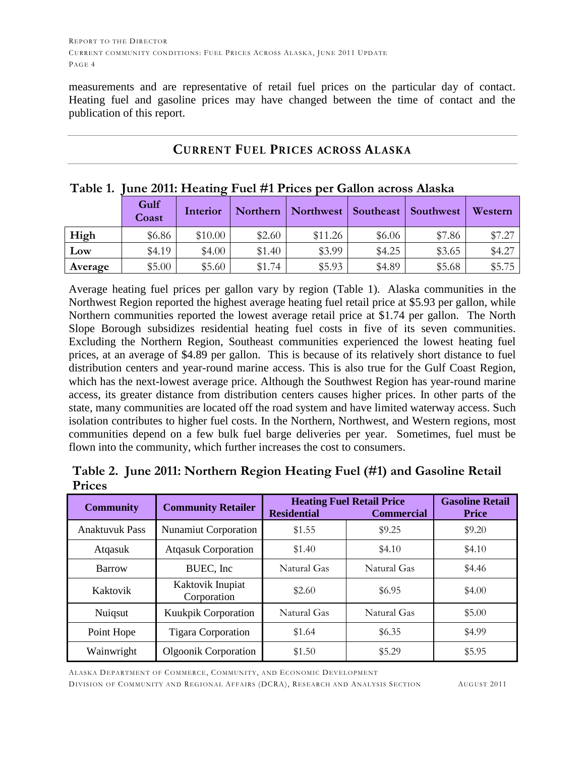measurements and are representative of retail fuel prices on the particular day of contact. Heating fuel and gasoline prices may have changed between the time of contact and the publication of this report.

## CURRENT FUEL PRICES ACROSS ALASKA

**Table 1. June 2011: Heating Fuel #1 Prices per Gallon across Alaska**

| | Gulf Coast | Interior | Northern | Northwest | Southeast | Southwest | Western |
|---|---|---|---|---|---|---|---|
| **High** | $6.86 | $10.00 | $2.60 | $11.26 | $6.06 | $7.86 | $7.27 |
| **Low** | $4.19 | $4.00 | $1.40 | $3.99 | $4.25 | $3.65 | $4.27 |
| **Average** | $5.00 | $5.60 | $1.74 | $5.93 | $4.89 | $5.68 | $5.75 |

Average heating fuel prices per gallon vary by region (Table 1). Alaska communities in the Northwest Region reported the highest average heating fuel retail price at $5.93 per gallon, while Northern communities reported the lowest average retail price at $1.74 per gallon. The North Slope Borough subsidizes residential heating fuel costs in five of its seven communities. Excluding the Northern Region, Southeast communities experienced the lowest heating fuel prices, at an average of $4.89 per gallon. This is because of its relatively short distance to fuel distribution centers and year-round marine access. This is also true for the Gulf Coast Region, which has the next-lowest average price. Although the Southwest Region has year-round marine access, its greater distance from distribution centers causes higher prices. In other parts of the state, many communities are located off the road system and have limited waterway access. Such isolation contributes to higher fuel costs. In the Northern, Northwest, and Western regions, most communities depend on a few bulk fuel barge deliveries per year. Sometimes, fuel must be flown into the community, which further increases the cost to consumers.

**Table 2. June 2011: Northern Region Heating Fuel (#1) and Gasoline Retail Prices**

| Community | Community Retailer | Heating Fuel Retail Price | | Gasoline Retail Price |
|---|---|---|---|---|
| | | Residential | Commercial | |
| Anaktuvuk Pass | Nunamiut Corporation | $1.55 | $9.25 | $9.20 |
| Atqasuk | Atqasuk Corporation | $1.40 | $4.10 | $4.10 |
| Barrow | BUEC, Inc | Natural Gas | Natural Gas | $4.46 |
| Kaktovik | Kaktovik Inupiat Corporation | $2.60 | $6.95 | $4.00 |
| Nuiqsut | Kuukpik Corporation | Natural Gas | Natural Gas | $5.00 |
| Point Hope | Tigara Corporation | $1.64 | $6.35 | $4.99 |
| Wainwright | Olgoonik Corporation | $1.50 | $5.29 | $5.95 |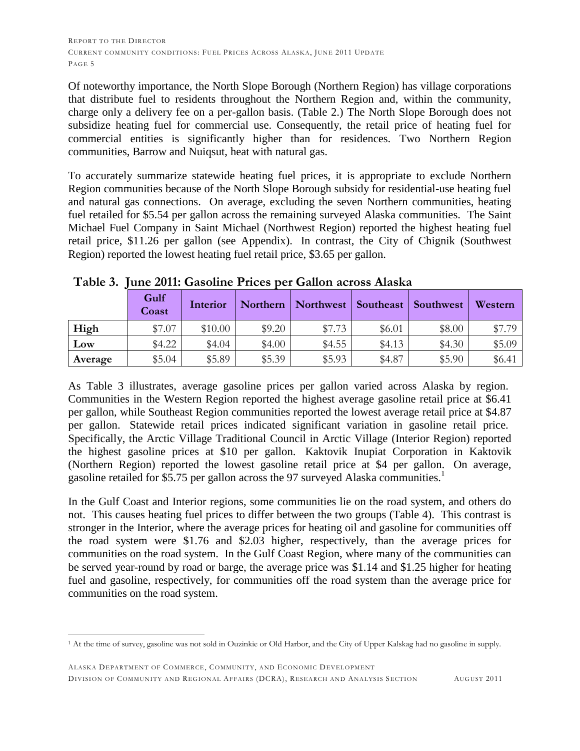Of noteworthy importance, the North Slope Borough (Northern Region) has village corporations that distribute fuel to residents throughout the Northern Region and, within the community, charge only a delivery fee on a per-gallon basis. (Table 2.) The North Slope Borough does not subsidize heating fuel for commercial use. Consequently, the retail price of heating fuel for commercial entities is significantly higher than for residences. Two Northern Region communities, Barrow and Nuiqsut, heat with natural gas.

To accurately summarize statewide heating fuel prices, it is appropriate to exclude Northern Region communities because of the North Slope Borough subsidy for residential-use heating fuel and natural gas connections. On average, excluding the seven Northern communities, heating fuel retailed for $5.54 per gallon across the remaining surveyed Alaska communities. The Saint Michael Fuel Company in Saint Michael (Northwest Region) reported the highest heating fuel retail price, $11.26 per gallon (see Appendix). In contrast, the City of Chignik (Southwest Region) reported the lowest heating fuel retail price, $3.65 per gallon.

**Table 3. June 2011: Gasoline Prices per Gallon across Alaska**

| | Gulf Coast | Interior | Northern | Northwest | Southeast | Southwest | Western |
|---|---|---|---|---|---|---|---|
| **High** | $7.07 | $10.00 | $9.20 | $7.73 | $6.01 | $8.00 | $7.79 |
| **Low** | $4.22 | $4.04 | $4.00 | $4.55 | $4.13 | $4.30 | $5.09 |
| **Average** | $5.04 | $5.89 | $5.39 | $5.93 | $4.87 | $5.90 | $6.41 |

As Table 3 illustrates, average gasoline prices per gallon varied across Alaska by region. Communities in the Western Region reported the highest average gasoline retail price at $6.41 per gallon, while Southeast Region communities reported the lowest average retail price at $4.87 per gallon. Statewide retail prices indicated significant variation in gasoline retail price. Specifically, the Arctic Village Traditional Council in Arctic Village (Interior Region) reported the highest gasoline prices at $10 per gallon. Kaktovik Inupiat Corporation in Kaktovik (Northern Region) reported the lowest gasoline retail price at $4 per gallon. On average, gasoline retailed for $5.75 per gallon across the 97 surveyed Alaska communities.[1]

In the Gulf Coast and Interior regions, some communities lie on the road system, and others do not. This causes heating fuel prices to differ between the two groups (Table 4). This contrast is stronger in the Interior, where the average prices for heating oil and gasoline for communities off the road system were $1.76 and $2.03 higher, respectively, than the average prices for communities on the road system. In the Gulf Coast Region, where many of the communities can be served year-round by road or barge, the average price was $1.14 and $1.25 higher for heating fuel and gasoline, respectively, for communities off the road system than the average price for communities on the road system.

[1] At the time of survey, gasoline was not sold in Ouzinkie or Old Harbor, and the City of Upper Kalskag had no gasoline in supply.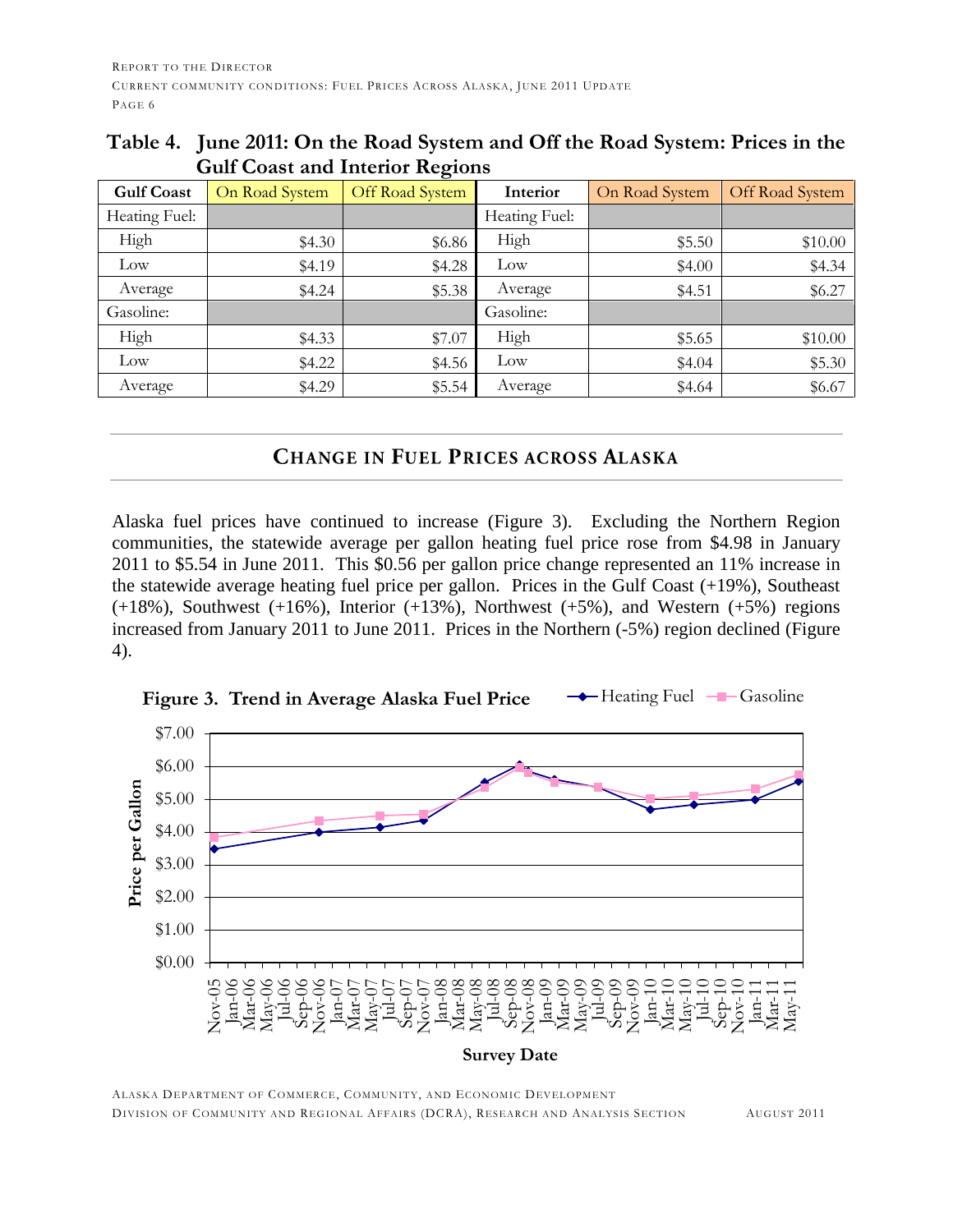**Table 4. June 2011: On the Road System and Off the Road System: Prices in the Gulf Coast and Interior Regions**

| Gulf Coast | On Road System | Off Road System | Interior | On Road System | Off Road System |
|---|---|---|---|---|---|
| Heating Fuel: | | | Heating Fuel: | | |
| High | $4.30 | $6.86 | High | $5.50 | $10.00 |
| Low | $4.19 | $4.28 | Low | $4.00 | $4.34 |
| Average | $4.24 | $5.38 | Average | $4.51 | $6.27 |
| Gasoline: | | | Gasoline: | | |
| High | $4.33 | $7.07 | High | $5.65 | $10.00 |
| Low | $4.22 | $4.56 | Low | $4.04 | $5.30 |
| Average | $4.29 | $5.54 | Average | $4.64 | $6.67 |

## CHANGE IN FUEL PRICES ACROSS ALASKA

Alaska fuel prices have continued to increase (Figure 3). Excluding the Northern Region communities, the statewide average per gallon heating fuel price rose from $4.98 in January 2011 to $5.54 in June 2011. This $0.56 per gallon price change represented an 11% increase in the statewide average heating fuel price per gallon. Prices in the Gulf Coast (+19%), Southeast (+18%), Southwest (+16%), Interior (+13%), Northwest (+5%), and Western (+5%) regions increased from January 2011 to June 2011. Prices in the Northern (-5%) region declined (Figure 4).

**Figure 3. Trend in Average Alaska Fuel Price**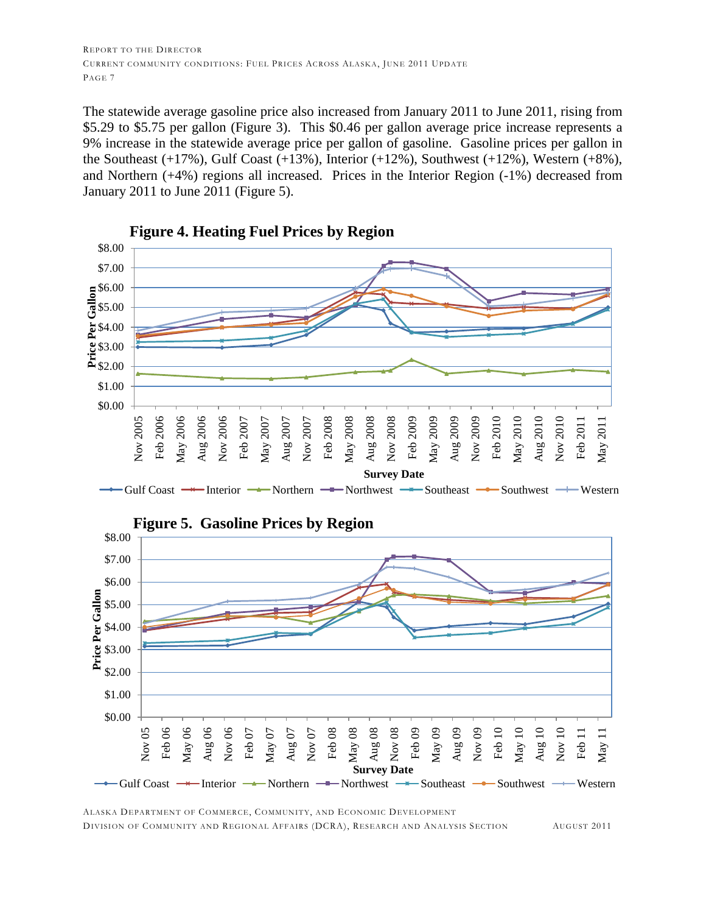The statewide average gasoline price also increased from January 2011 to June 2011, rising from \$5.29 to \$5.75 per gallon (Figure 3). This \$0.46 per gallon average price increase represents a 9% increase in the statewide average price per gallon of gasoline. Gasoline prices per gallon in the Southeast (+17%), Gulf Coast (+13%), Interior (+12%), Southwest (+12%), Western (+8%), and Northern (+4%) regions all increased. Prices in the Interior Region (-1%) decreased from January 2011 to June 2011 (Figure 5).

**Figure 4. Heating Fuel Prices by Region**

**Figure 5. Gasoline Prices by Region**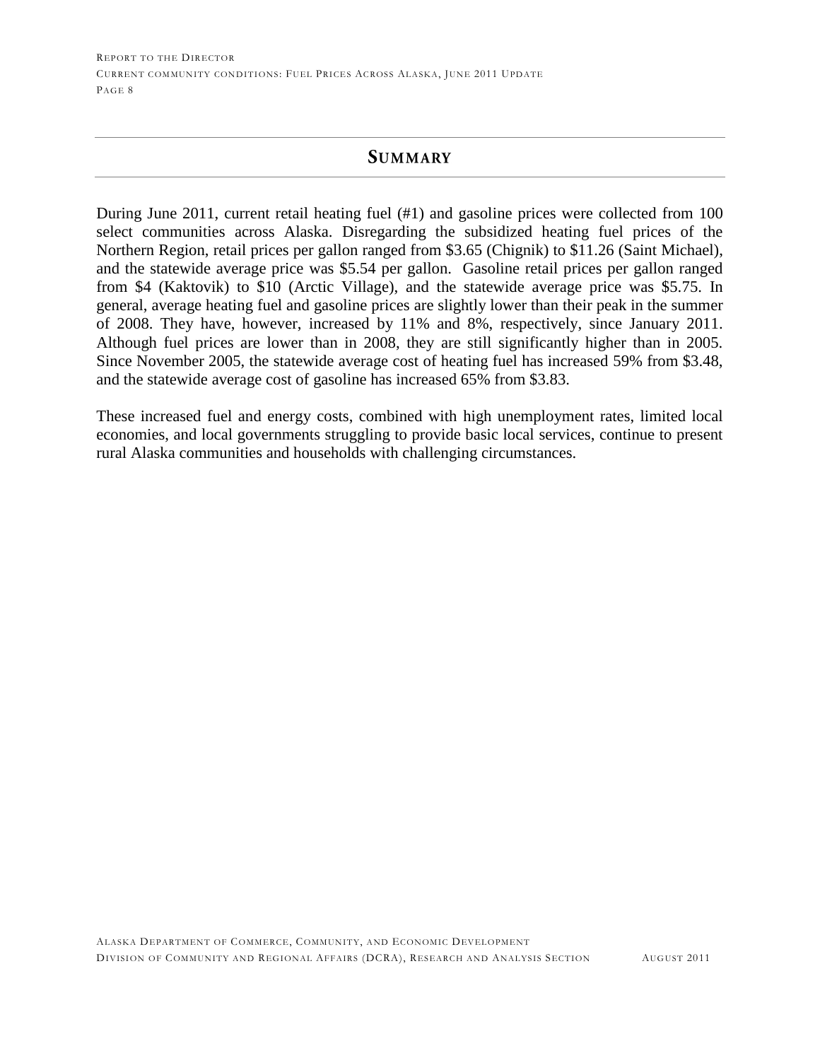## Summary

During June 2011, current retail heating fuel (#1) and gasoline prices were collected from 100 select communities across Alaska. Disregarding the subsidized heating fuel prices of the Northern Region, retail prices per gallon ranged from $3.65 (Chignik) to $11.26 (Saint Michael), and the statewide average price was $5.54 per gallon. Gasoline retail prices per gallon ranged from $4 (Kaktovik) to $10 (Arctic Village), and the statewide average price was $5.75. In general, average heating fuel and gasoline prices are slightly lower than their peak in the summer of 2008. They have, however, increased by 11% and 8%, respectively, since January 2011. Although fuel prices are lower than in 2008, they are still significantly higher than in 2005. Since November 2005, the statewide average cost of heating fuel has increased 59% from $3.48, and the statewide average cost of gasoline has increased 65% from $3.83.

These increased fuel and energy costs, combined with high unemployment rates, limited local economies, and local governments struggling to provide basic local services, continue to present rural Alaska communities and households with challenging circumstances.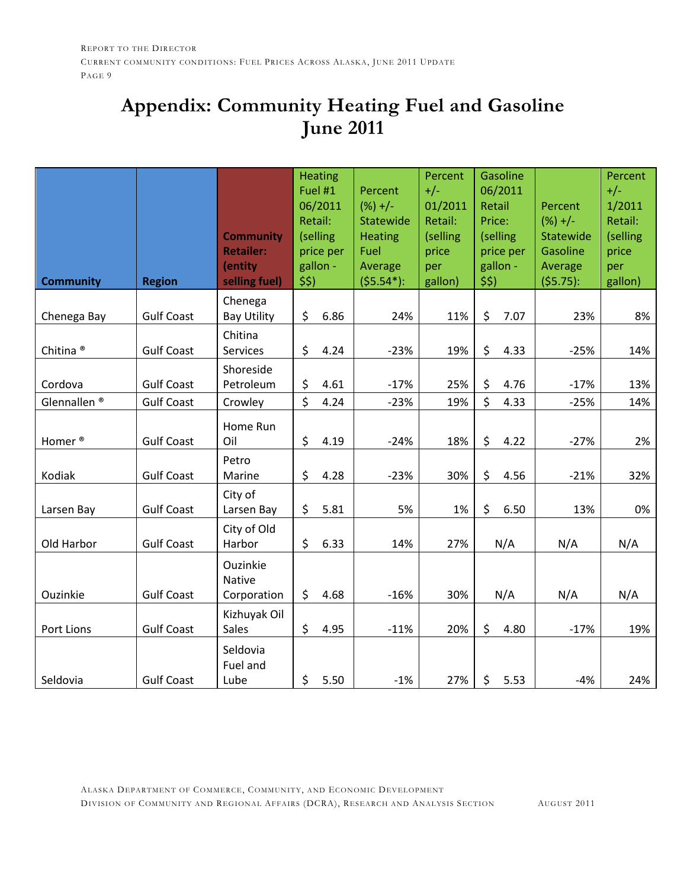# Appendix: Community Heating Fuel and Gasoline June 2011

| Community | Region | Community Retailer: (entity selling fuel) | Heating Fuel #1 06/2011 Retail: (selling price per gallon - $$) | Percent (%) +/- Statewide Heating Fuel Average ($5.54*): | Percent +/- 01/2011 Retail: (selling price per gallon) | Gasoline 06/2011 Retail Price: (selling price per gallon - $$) | Percent (%) +/- Statewide Gasoline Average ($5.75): | Percent +/- 1/2011 Retail: (selling price per gallon) |
|---|---|---|---|---|---|---|---|---|
| Chenega Bay | Gulf Coast | Chenega Bay Utility | $ 6.86 | 24% | 11% | $ 7.07 | 23% | 8% |
| Chitina ® | Gulf Coast | Chitina Services | $ 4.24 | -23% | 19% | $ 4.33 | -25% | 14% |
| Cordova | Gulf Coast | Shoreside Petroleum | $ 4.61 | -17% | 25% | $ 4.76 | -17% | 13% |
| Glennallen ® | Gulf Coast | Crowley | $ 4.24 | -23% | 19% | $ 4.33 | -25% | 14% |
| Homer ® | Gulf Coast | Home Run Oil | $ 4.19 | -24% | 18% | $ 4.22 | -27% | 2% |
| Kodiak | Gulf Coast | Petro Marine | $ 4.28 | -23% | 30% | $ 4.56 | -21% | 32% |
| Larsen Bay | Gulf Coast | City of Larsen Bay | $ 5.81 | 5% | 1% | $ 6.50 | 13% | 0% |
| Old Harbor | Gulf Coast | City of Old Harbor | $ 6.33 | 14% | 27% | N/A | N/A | N/A |
| Ouzinkie | Gulf Coast | Ouzinkie Native Corporation | $ 4.68 | -16% | 30% | N/A | N/A | N/A |
| Port Lions | Gulf Coast | Kizhuyak Oil Sales | $ 4.95 | -11% | 20% | $ 4.80 | -17% | 19% |
| Seldovia | Gulf Coast | Seldovia Fuel and Lube | $ 5.50 | -1% | 27% | $ 5.53 | -4% | 24% |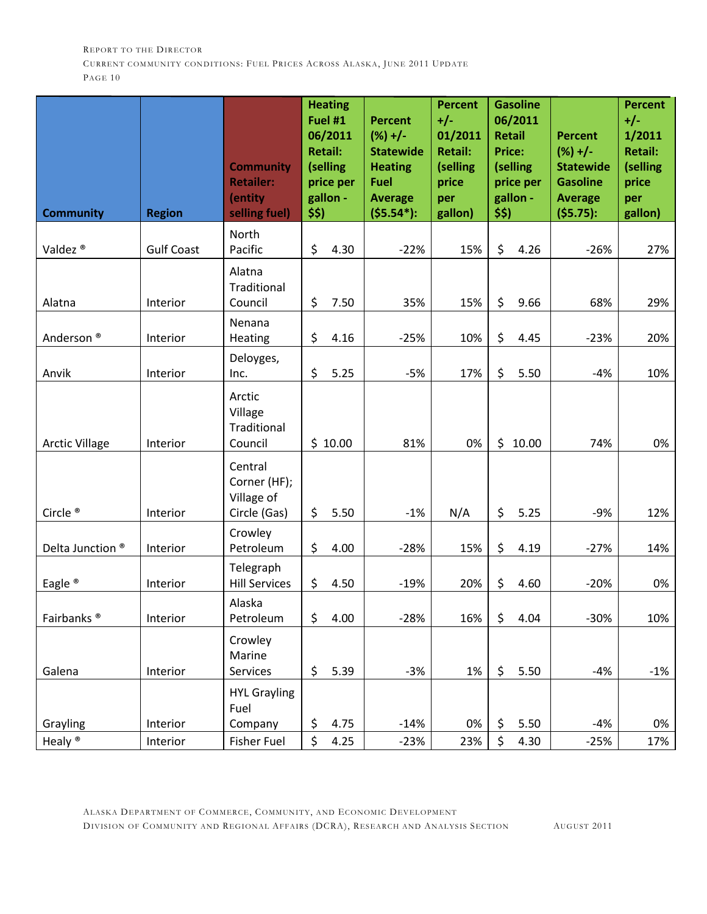| Community | Region | Community Retailer: (entity selling fuel) | Heating Fuel #1 06/2011 Retail: (selling price per gallon - $$) | Percent (%) +/- Statewide Heating Fuel Average ($5.54*): | Percent +/- 01/2011 Retail: (selling price per gallon) | Gasoline 06/2011 Retail Price: (selling price per gallon - $$) | Percent (%) +/- Statewide Gasoline Average ($5.75): | Percent +/- 1/2011 Retail: (selling price per gallon) |
|---|---|---|---|---|---|---|---|---|
| Valdez ® | Gulf Coast | North Pacific | $ 4.30 | -22% | 15% | $ 4.26 | -26% | 27% |
| Alatna | Interior | Alatna Traditional Council | $ 7.50 | 35% | 15% | $ 9.66 | 68% | 29% |
| Anderson ® | Interior | Nenana Heating | $ 4.16 | -25% | 10% | $ 4.45 | -23% | 20% |
| Anvik | Interior | Deloyges, Inc. | $ 5.25 | -5% | 17% | $ 5.50 | -4% | 10% |
| Arctic Village | Interior | Arctic Village Traditional Council | $ 10.00 | 81% | 0% | $ 10.00 | 74% | 0% |
| Circle ® | Interior | Central Corner (HF); Village of Circle (Gas) | $ 5.50 | -1% | N/A | $ 5.25 | -9% | 12% |
| Delta Junction ® | Interior | Crowley Petroleum | $ 4.00 | -28% | 15% | $ 4.19 | -27% | 14% |
| Eagle ® | Interior | Telegraph Hill Services | $ 4.50 | -19% | 20% | $ 4.60 | -20% | 0% |
| Fairbanks ® | Interior | Alaska Petroleum | $ 4.00 | -28% | 16% | $ 4.04 | -30% | 10% |
| Galena | Interior | Crowley Marine Services | $ 5.39 | -3% | 1% | $ 5.50 | -4% | -1% |
| Grayling | Interior | HYL Grayling Fuel Company | $ 4.75 | -14% | 0% | $ 5.50 | -4% | 0% |
| Healy ® | Interior | Fisher Fuel | $ 4.25 | -23% | 23% | $ 4.30 | -25% | 17% |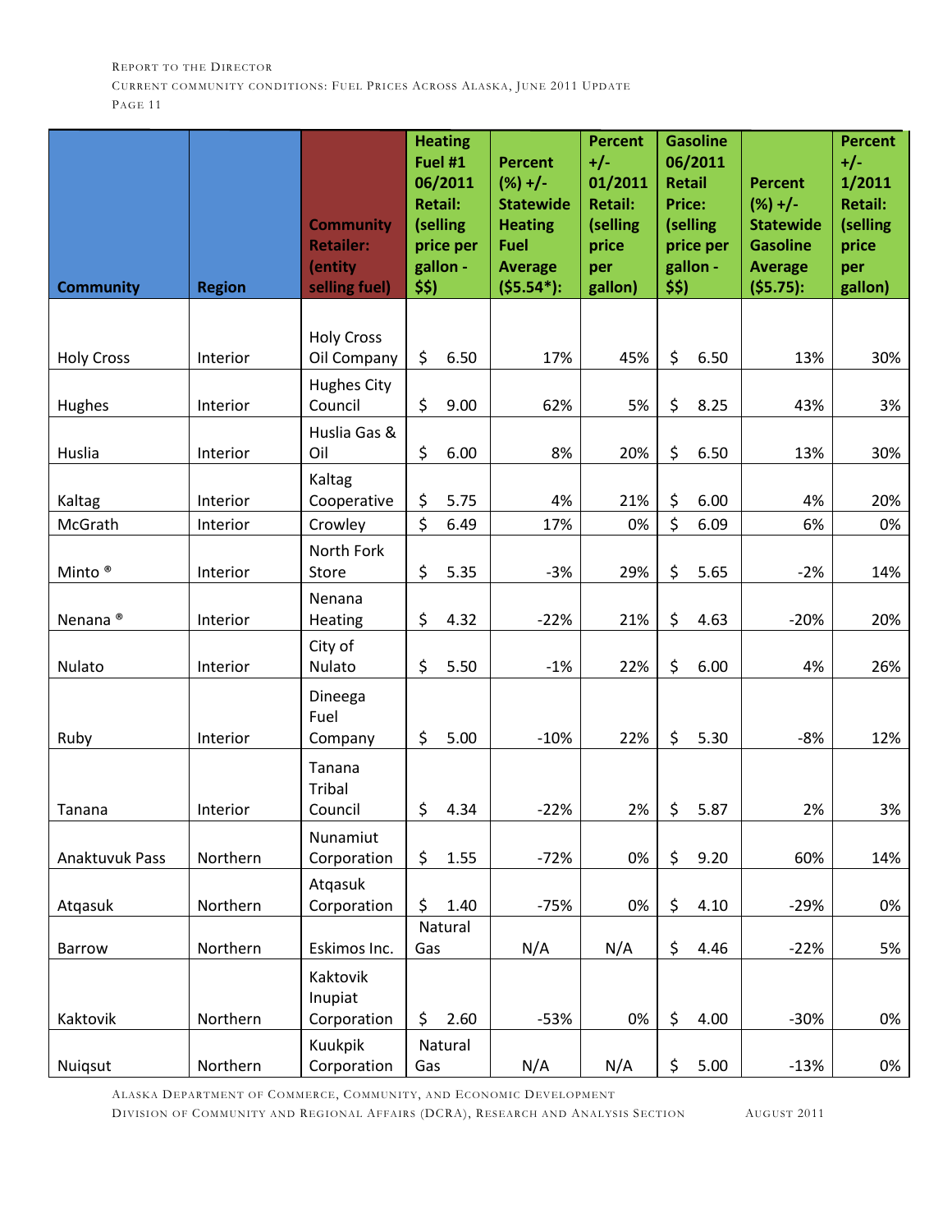| Community | Region | Community Retailer: (entity selling fuel) | Heating Fuel #1 06/2011 Retail: (selling price per gallon - $$) | Percent (%) +/- Statewide Heating Fuel Average ($5.54*): | Percent +/- 01/2011 Retail: (selling price per gallon) | Gasoline 06/2011 Retail Price: (selling price per gallon - $$) | Percent (%) +/- Statewide Gasoline Average ($5.75): | Percent +/- 1/2011 Retail: (selling price per gallon) |
|---|---|---|---|---|---|---|---|---|
| Holy Cross | Interior | Holy Cross Oil Company | $ 6.50 | 17% | 45% | $ 6.50 | 13% | 30% |
| Hughes | Interior | Hughes City Council | $ 9.00 | 62% | 5% | $ 8.25 | 43% | 3% |
| Huslia | Interior | Huslia Gas & Oil | $ 6.00 | 8% | 20% | $ 6.50 | 13% | 30% |
| Kaltag | Interior | Kaltag Cooperative | $ 5.75 | 4% | 21% | $ 6.00 | 4% | 20% |
| McGrath | Interior | Crowley | $ 6.49 | 17% | 0% | $ 6.09 | 6% | 0% |
| Minto ® | Interior | North Fork Store | $ 5.35 | -3% | 29% | $ 5.65 | -2% | 14% |
| Nenana ® | Interior | Nenana Heating | $ 4.32 | -22% | 21% | $ 4.63 | -20% | 20% |
| Nulato | Interior | City of Nulato | $ 5.50 | -1% | 22% | $ 6.00 | 4% | 26% |
| Ruby | Interior | Dineega Fuel Company | $ 5.00 | -10% | 22% | $ 5.30 | -8% | 12% |
| Tanana | Interior | Tanana Tribal Council | $ 4.34 | -22% | 2% | $ 5.87 | 2% | 3% |
| Anaktuvuk Pass | Northern | Nunamiut Corporation | $ 1.55 | -72% | 0% | $ 9.20 | 60% | 14% |
| Atqasuk | Northern | Atqasuk Corporation | $ 1.40 | -75% | 0% | $ 4.10 | -29% | 0% |
| Barrow | Northern | Eskimos Inc. | Natural Gas | N/A | N/A | $ 4.46 | -22% | 5% |
| Kaktovik | Northern | Kaktovik Inupiat Corporation | $ 2.60 | -53% | 0% | $ 4.00 | -30% | 0% |
| Nuiqsut | Northern | Kuukpik Corporation | Natural Gas | N/A | N/A | $ 5.00 | -13% | 0% |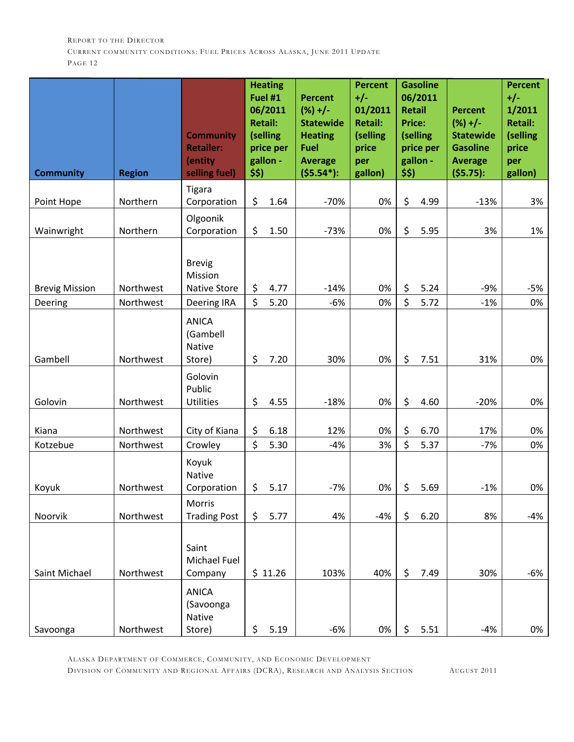| Community | Region | Community Retailer: (entity selling fuel) | Heating Fuel #1 06/2011 Retail: (selling price per gallon - $$) | Percent (%) +/- Statewide Heating Fuel Average ($5.54*): | Percent +/- 01/2011 Retail: (selling price per gallon) | Gasoline 06/2011 Retail Price: (selling price per gallon - $$) | Percent (%) +/- Statewide Gasoline Average ($5.75): | Percent +/- 1/2011 Retail: (selling price per gallon) |
|---|---|---|---|---|---|---|---|---|
| Point Hope | Northern | Tigara Corporation | $ 1.64 | -70% | 0% | $ 4.99 | -13% | 3% |
| Wainwright | Northern | Olgoonik Corporation | $ 1.50 | -73% | 0% | $ 5.95 | 3% | 1% |
| Brevig Mission | Northwest | Brevig Mission Native Store | $ 4.77 | -14% | 0% | $ 5.24 | -9% | -5% |
| Deering | Northwest | Deering IRA | $ 5.20 | -6% | 0% | $ 5.72 | -1% | 0% |
| Gambell | Northwest | ANICA (Gambell Native Store) | $ 7.20 | 30% | 0% | $ 7.51 | 31% | 0% |
| Golovin | Northwest | Golovin Public Utilities | $ 4.55 | -18% | 0% | $ 4.60 | -20% | 0% |
| Kiana | Northwest | City of Kiana | $ 6.18 | 12% | 0% | $ 6.70 | 17% | 0% |
| Kotzebue | Northwest | Crowley | $ 5.30 | -4% | 3% | $ 5.37 | -7% | 0% |
| Koyuk | Northwest | Koyuk Native Corporation | $ 5.17 | -7% | 0% | $ 5.69 | -1% | 0% |
| Noorvik | Northwest | Morris Trading Post | $ 5.77 | 4% | -4% | $ 6.20 | 8% | -4% |
| Saint Michael | Northwest | Saint Michael Fuel Company | $ 11.26 | 103% | 40% | $ 7.49 | 30% | -6% |
| Savoonga | Northwest | ANICA (Savoonga Native Store) | $ 5.19 | -6% | 0% | $ 5.51 | -4% | 0% |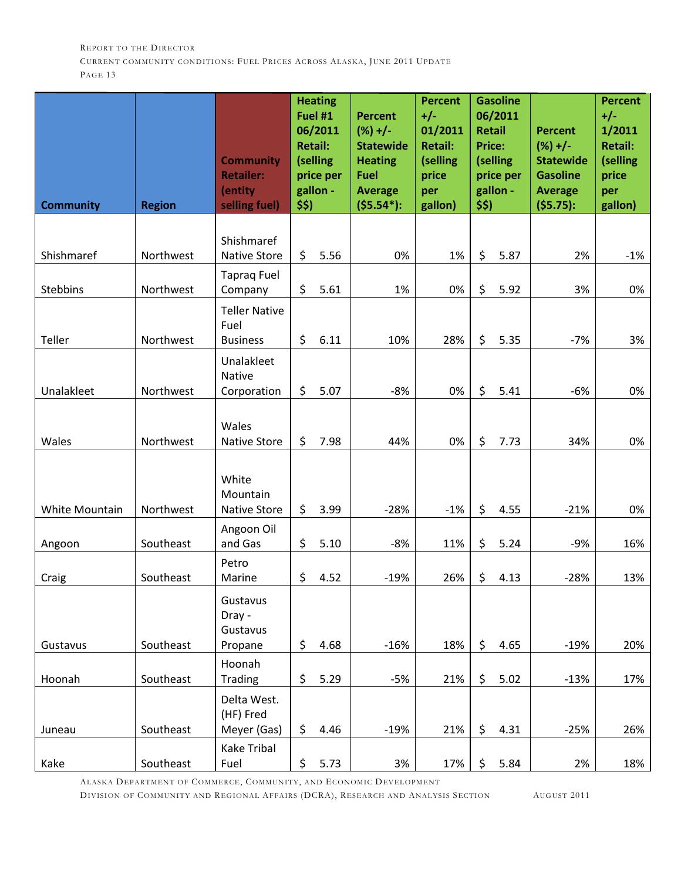| Community | Region | Community Retailer: (entity selling fuel) | Heating Fuel #1 06/2011 Retail: (selling price per gallon - $$) | Percent (%) +/- Statewide Heating Fuel Average ($5.54*): | Percent +/- 01/2011 Retail: (selling price per gallon) | Gasoline 06/2011 Retail Price: (selling price per gallon - $$) | Percent (%) +/- Statewide Gasoline Average ($5.75): | Percent +/- 1/2011 Retail: (selling price per gallon) |
|---|---|---|---|---|---|---|---|---|
| Shishmaref | Northwest | Shishmaref Native Store | $ 5.56 | 0% | 1% | $ 5.87 | 2% | -1% |
| Stebbins | Northwest | Tapraq Fuel Company | $ 5.61 | 1% | 0% | $ 5.92 | 3% | 0% |
| Teller | Northwest | Teller Native Fuel Business | $ 6.11 | 10% | 28% | $ 5.35 | -7% | 3% |
| Unalakleet | Northwest | Unalakleet Native Corporation | $ 5.07 | -8% | 0% | $ 5.41 | -6% | 0% |
| Wales | Northwest | Wales Native Store | $ 7.98 | 44% | 0% | $ 7.73 | 34% | 0% |
| White Mountain | Northwest | White Mountain Native Store | $ 3.99 | -28% | -1% | $ 4.55 | -21% | 0% |
| Angoon | Southeast | Angoon Oil and Gas | $ 5.10 | -8% | 11% | $ 5.24 | -9% | 16% |
| Craig | Southeast | Petro Marine | $ 4.52 | -19% | 26% | $ 4.13 | -28% | 13% |
| Gustavus | Southeast | Gustavus Dray - Gustavus Propane | $ 4.68 | -16% | 18% | $ 4.65 | -19% | 20% |
| Hoonah | Southeast | Hoonah Trading | $ 5.29 | -5% | 21% | $ 5.02 | -13% | 17% |
| Juneau | Southeast | Delta West. (HF) Fred Meyer (Gas) | $ 4.46 | -19% | 21% | $ 4.31 | -25% | 26% |
| Kake | Southeast | Kake Tribal Fuel | $ 5.73 | 3% | 17% | $ 5.84 | 2% | 18% |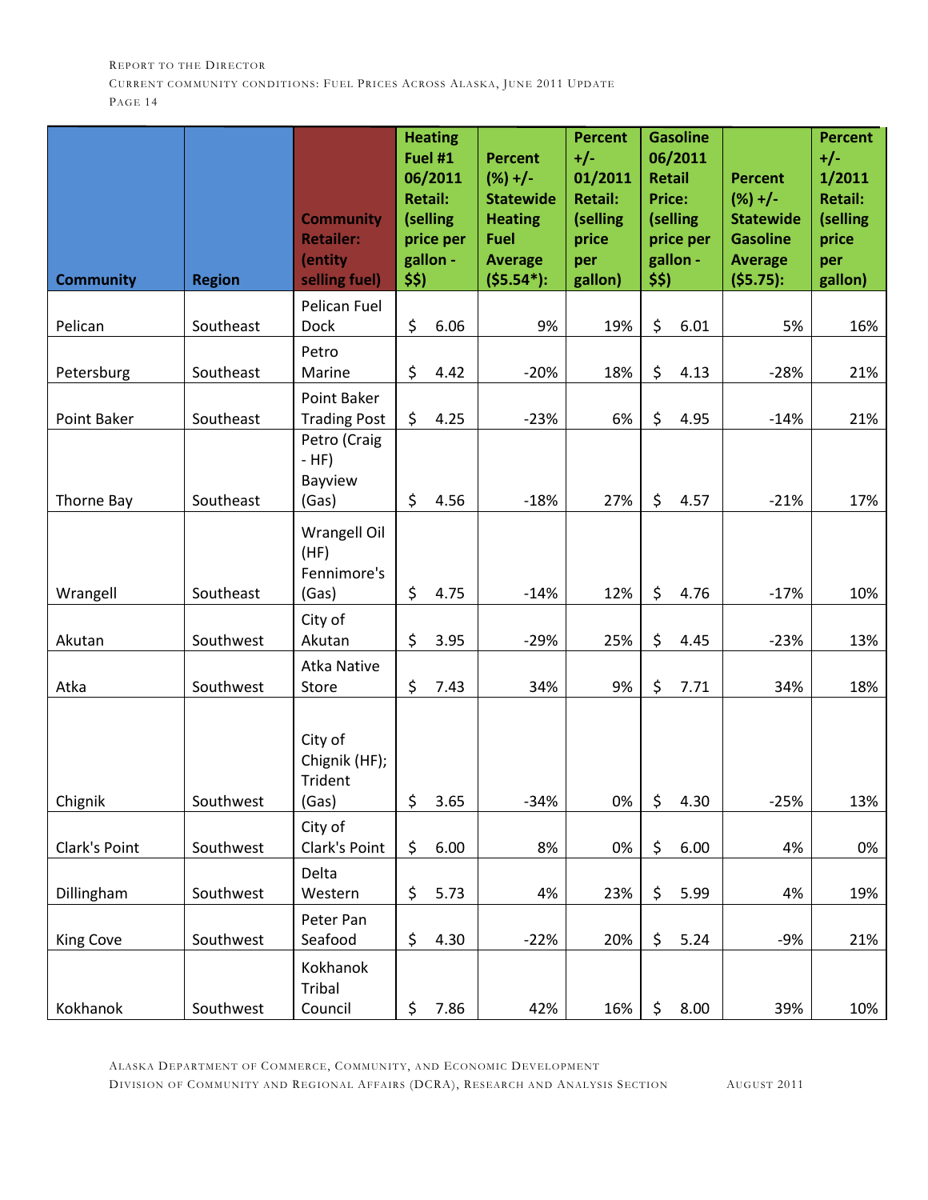| Community | Region | Community Retailer: (entity selling fuel) | Heating Fuel #1 06/2011 Retail: (selling price per gallon - $$) | Percent (%) +/- Statewide Heating Fuel Average ($5.54*): | Percent +/- 01/2011 Retail: (selling price per gallon) | Gasoline 06/2011 Retail Price: (selling price per gallon - $$) | Percent (%) +/- Statewide Gasoline Average ($5.75): | Percent +/- 1/2011 Retail: (selling price per gallon) |
|---|---|---|---|---|---|---|---|---|
| Pelican | Southeast | Pelican Fuel Dock | $ 6.06 | 9% | 19% | $ 6.01 | 5% | 16% |
| Petersburg | Southeast | Petro Marine | $ 4.42 | -20% | 18% | $ 4.13 | -28% | 21% |
| Point Baker | Southeast | Point Baker Trading Post | $ 4.25 | -23% | 6% | $ 4.95 | -14% | 21% |
| Thorne Bay | Southeast | Petro (Craig - HF) Bayview (Gas) | $ 4.56 | -18% | 27% | $ 4.57 | -21% | 17% |
| Wrangell | Southeast | Wrangell Oil (HF) Fennimore's (Gas) | $ 4.75 | -14% | 12% | $ 4.76 | -17% | 10% |
| Akutan | Southwest | City of Akutan | $ 3.95 | -29% | 25% | $ 4.45 | -23% | 13% |
| Atka | Southwest | Atka Native Store | $ 7.43 | 34% | 9% | $ 7.71 | 34% | 18% |
| Chignik | Southwest | City of Chignik (HF); Trident (Gas) | $ 3.65 | -34% | 0% | $ 4.30 | -25% | 13% |
| Clark's Point | Southwest | City of Clark's Point | $ 6.00 | 8% | 0% | $ 6.00 | 4% | 0% |
| Dillingham | Southwest | Delta Western | $ 5.73 | 4% | 23% | $ 5.99 | 4% | 19% |
| King Cove | Southwest | Peter Pan Seafood | $ 4.30 | -22% | 20% | $ 5.24 | -9% | 21% |
| Kokhanok | Southwest | Kokhanok Tribal Council | $ 7.86 | 42% | 16% | $ 8.00 | 39% | 10% |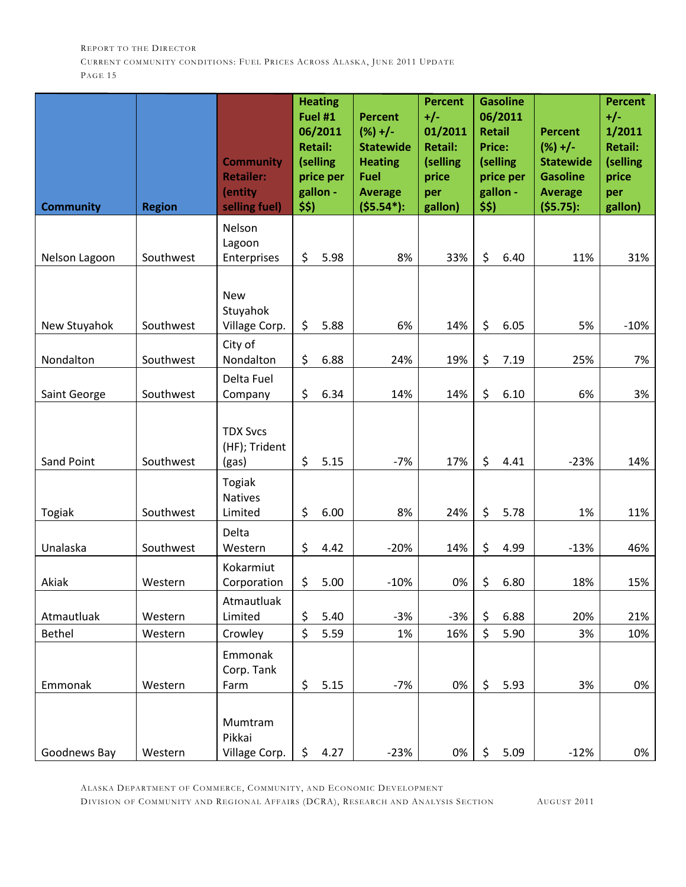| Community | Region | Community Retailer: (entity selling fuel) | Heating Fuel #1 06/2011 Retail: (selling price per gallon - $$) | Percent (%) +/- Statewide Heating Fuel Average ($5.54*): | Percent +/- 01/2011 Retail: (selling price per gallon) | Gasoline 06/2011 Retail Price: (selling price per gallon - $$) | Percent (%) +/- Statewide Gasoline Average ($5.75): | Percent +/- 1/2011 Retail: (selling price per gallon) |
|---|---|---|---|---|---|---|---|---|
| Nelson Lagoon | Southwest | Nelson Lagoon Enterprises | $ 5.98 | 8% | 33% | $ 6.40 | 11% | 31% |
| New Stuyahok | Southwest | New Stuyahok Village Corp. | $ 5.88 | 6% | 14% | $ 6.05 | 5% | -10% |
| Nondalton | Southwest | City of Nondalton | $ 6.88 | 24% | 19% | $ 7.19 | 25% | 7% |
| Saint George | Southwest | Delta Fuel Company | $ 6.34 | 14% | 14% | $ 6.10 | 6% | 3% |
| Sand Point | Southwest | TDX Svcs (HF); Trident (gas) | $ 5.15 | -7% | 17% | $ 4.41 | -23% | 14% |
| Togiak | Southwest | Togiak Natives Limited | $ 6.00 | 8% | 24% | $ 5.78 | 1% | 11% |
| Unalaska | Southwest | Delta Western | $ 4.42 | -20% | 14% | $ 4.99 | -13% | 46% |
| Akiak | Western | Kokarmiut Corporation | $ 5.00 | -10% | 0% | $ 6.80 | 18% | 15% |
| Atmautluak | Western | Atmautluak Limited | $ 5.40 | -3% | -3% | $ 6.88 | 20% | 21% |
| Bethel | Western | Crowley | $ 5.59 | 1% | 16% | $ 5.90 | 3% | 10% |
| Emmonak | Western | Emmonak Corp. Tank Farm | $ 5.15 | -7% | 0% | $ 5.93 | 3% | 0% |
| Goodnews Bay | Western | Mumtram Pikkai Village Corp. | $ 4.27 | -23% | 0% | $ 5.09 | -12% | 0% |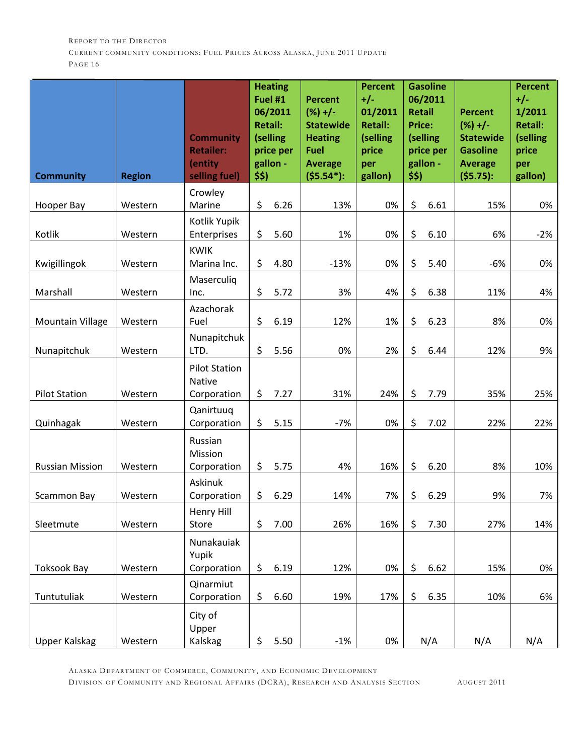| Community | Region | Community Retailer: (entity selling fuel) | Heating Fuel #1 06/2011 Retail: (selling price per gallon - $$) | Percent (%) +/- Statewide Heating Fuel Average ($5.54*): | Percent +/- 01/2011 Retail: (selling price per gallon) | Gasoline 06/2011 Retail Price: (selling price per gallon - $$) | Percent (%) +/- Statewide Gasoline Average ($5.75): | Percent +/- 1/2011 Retail: (selling price per gallon) |
|---|---|---|---|---|---|---|---|---|
| Hooper Bay | Western | Crowley Marine | $ 6.26 | 13% | 0% | $ 6.61 | 15% | 0% |
| Kotlik | Western | Kotlik Yupik Enterprises | $ 5.60 | 1% | 0% | $ 6.10 | 6% | -2% |
| Kwigillingok | Western | KWIK Marina Inc. | $ 4.80 | -13% | 0% | $ 5.40 | -6% | 0% |
| Marshall | Western | Maserculiq Inc. | $ 5.72 | 3% | 4% | $ 6.38 | 11% | 4% |
| Mountain Village | Western | Azachorak Fuel | $ 6.19 | 12% | 1% | $ 6.23 | 8% | 0% |
| Nunapitchuk | Western | Nunapitchuk LTD. | $ 5.56 | 0% | 2% | $ 6.44 | 12% | 9% |
| Pilot Station | Western | Pilot Station Native Corporation | $ 7.27 | 31% | 24% | $ 7.79 | 35% | 25% |
| Quinhagak | Western | Qanirtuuq Corporation | $ 5.15 | -7% | 0% | $ 7.02 | 22% | 22% |
| Russian Mission | Western | Russian Mission Corporation | $ 5.75 | 4% | 16% | $ 6.20 | 8% | 10% |
| Scammon Bay | Western | Askinuk Corporation | $ 6.29 | 14% | 7% | $ 6.29 | 9% | 7% |
| Sleetmute | Western | Henry Hill Store | $ 7.00 | 26% | 16% | $ 7.30 | 27% | 14% |
| Toksook Bay | Western | Nunakauiak Yupik Corporation | $ 6.19 | 12% | 0% | $ 6.62 | 15% | 0% |
| Tuntutuliak | Western | Qinarmiut Corporation | $ 6.60 | 19% | 17% | $ 6.35 | 10% | 6% |
| Upper Kalskag | Western | City of Upper Kalskag | $ 5.50 | -1% | 0% | N/A | N/A | N/A |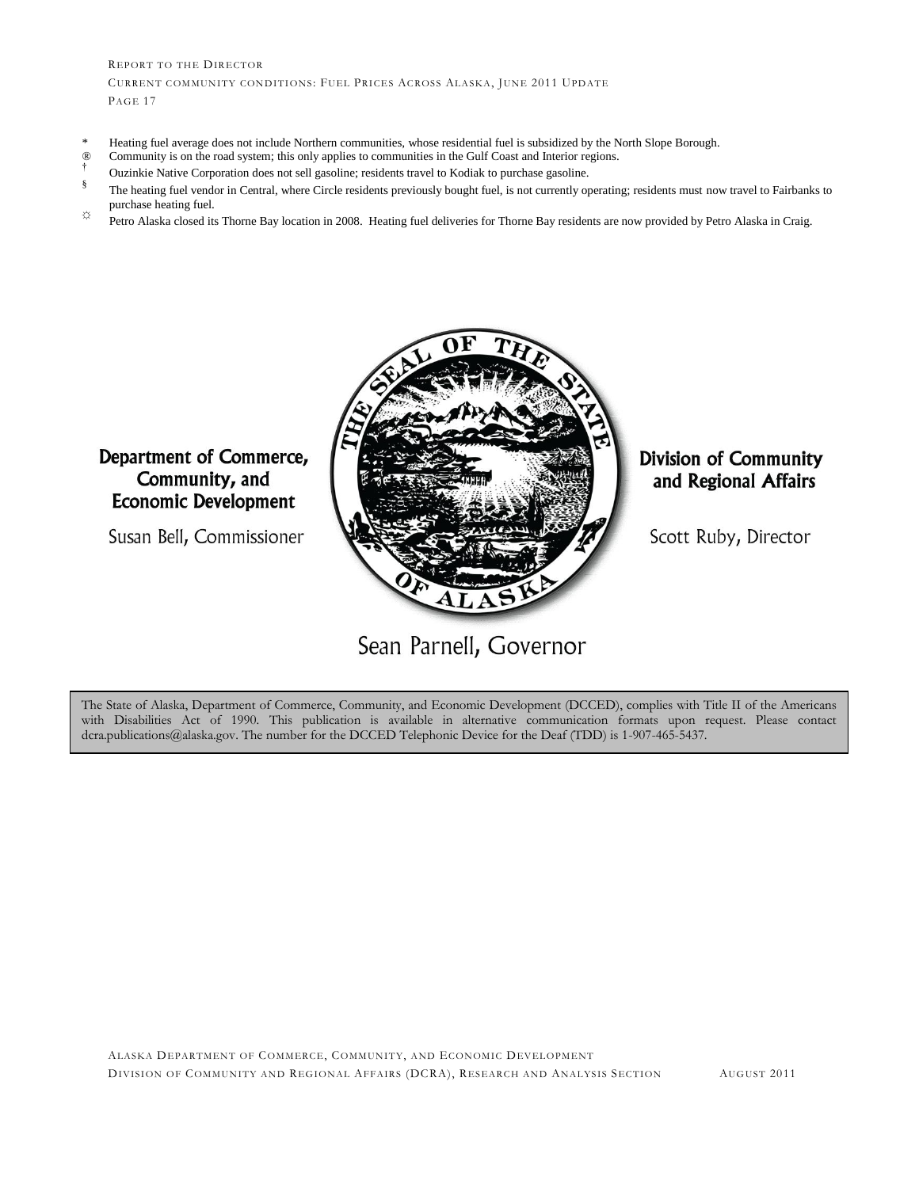\* Heating fuel average does not include Northern communities, whose residential fuel is subsidized by the North Slope Borough.

® Community is on the road system; this only applies to communities in the Gulf Coast and Interior regions.

† Ouzinkie Native Corporation does not sell gasoline; residents travel to Kodiak to purchase gasoline.

§ The heating fuel vendor in Central, where Circle residents previously bought fuel, is not currently operating; residents must now travel to Fairbanks to purchase heating fuel.

☼ Petro Alaska closed its Thorne Bay location in 2008. Heating fuel deliveries for Thorne Bay residents are now provided by Petro Alaska in Craig.

**Department of Commerce, Community, and Economic Development**

Susan Bell, Commissioner

**Division of Community and Regional Affairs**

Scott Ruby, Director

Sean Parnell, Governor

The State of Alaska, Department of Commerce, Community, and Economic Development (DCCED), complies with Title II of the Americans with Disabilities Act of 1990. This publication is available in alternative communication formats upon request. Please contact dcra.publications@alaska.gov. The number for the DCCED Telephonic Device for the Deaf (TDD) is 1-907-465-5437.